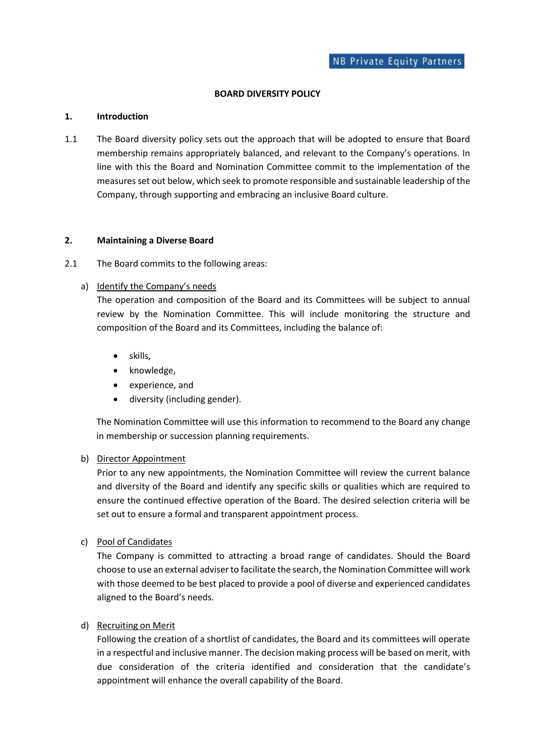NB Private Equity Partners

# BOARD DIVERSITY POLICY

## 1. Introduction

1.1 The Board diversity policy sets out the approach that will be adopted to ensure that Board membership remains appropriately balanced, and relevant to the Company's operations. In line with this the Board and Nomination Committee commit to the implementation of the measures set out below, which seek to promote responsible and sustainable leadership of the Company, through supporting and embracing an inclusive Board culture.

## 2. Maintaining a Diverse Board

2.1 The Board commits to the following areas:

a) <u>Identify the Company's needs</u>
The operation and composition of the Board and its Committees will be subject to annual review by the Nomination Committee. This will include monitoring the structure and composition of the Board and its Committees, including the balance of:

- skills,
- knowledge,
- experience, and
- diversity (including gender).

The Nomination Committee will use this information to recommend to the Board any change in membership or succession planning requirements.

b) <u>Director Appointment</u>
Prior to any new appointments, the Nomination Committee will review the current balance and diversity of the Board and identify any specific skills or qualities which are required to ensure the continued effective operation of the Board. The desired selection criteria will be set out to ensure a formal and transparent appointment process.

c) <u>Pool of Candidates</u>
The Company is committed to attracting a broad range of candidates. Should the Board choose to use an external adviser to facilitate the search, the Nomination Committee will work with those deemed to be best placed to provide a pool of diverse and experienced candidates aligned to the Board's needs.

d) <u>Recruiting on Merit</u>
Following the creation of a shortlist of candidates, the Board and its committees will operate in a respectful and inclusive manner. The decision making process will be based on merit, with due consideration of the criteria identified and consideration that the candidate's appointment will enhance the overall capability of the Board.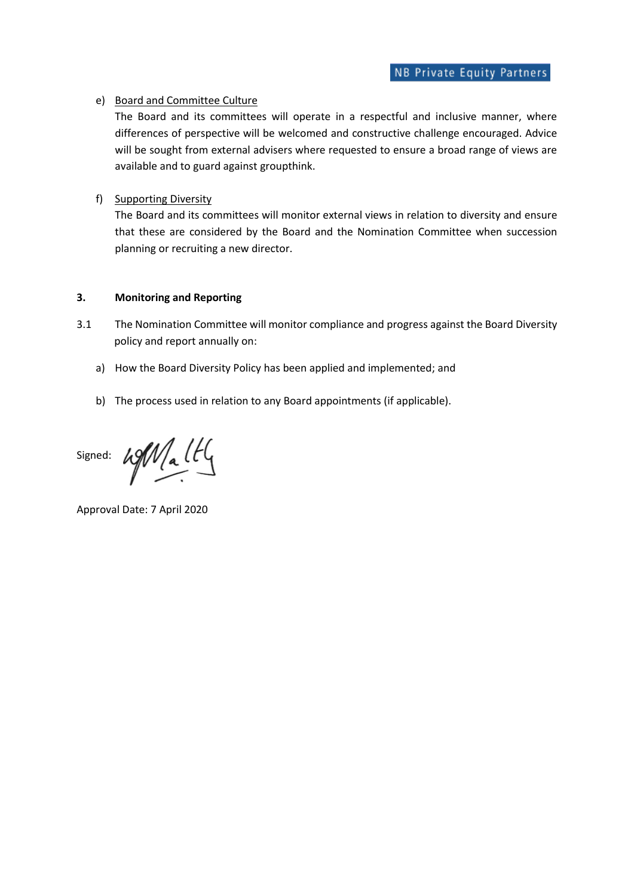e) Board and Committee Culture

The Board and its committees will operate in a respectful and inclusive manner, where differences of perspective will be welcomed and constructive challenge encouraged. Advice will be sought from external advisers where requested to ensure a broad range of views are available and to guard against groupthink.

f) Supporting Diversity

The Board and its committees will monitor external views in relation to diversity and ensure that these are considered by the Board and the Nomination Committee when succession planning or recruiting a new director.

### 3. Monitoring and Reporting

3.1 The Nomination Committee will monitor compliance and progress against the Board Diversity policy and report annually on:

a) How the Board Diversity Policy has been applied and implemented; and

b) The process used in relation to any Board appointments (if applicable).

Signed:

Approval Date: 7 April 2020